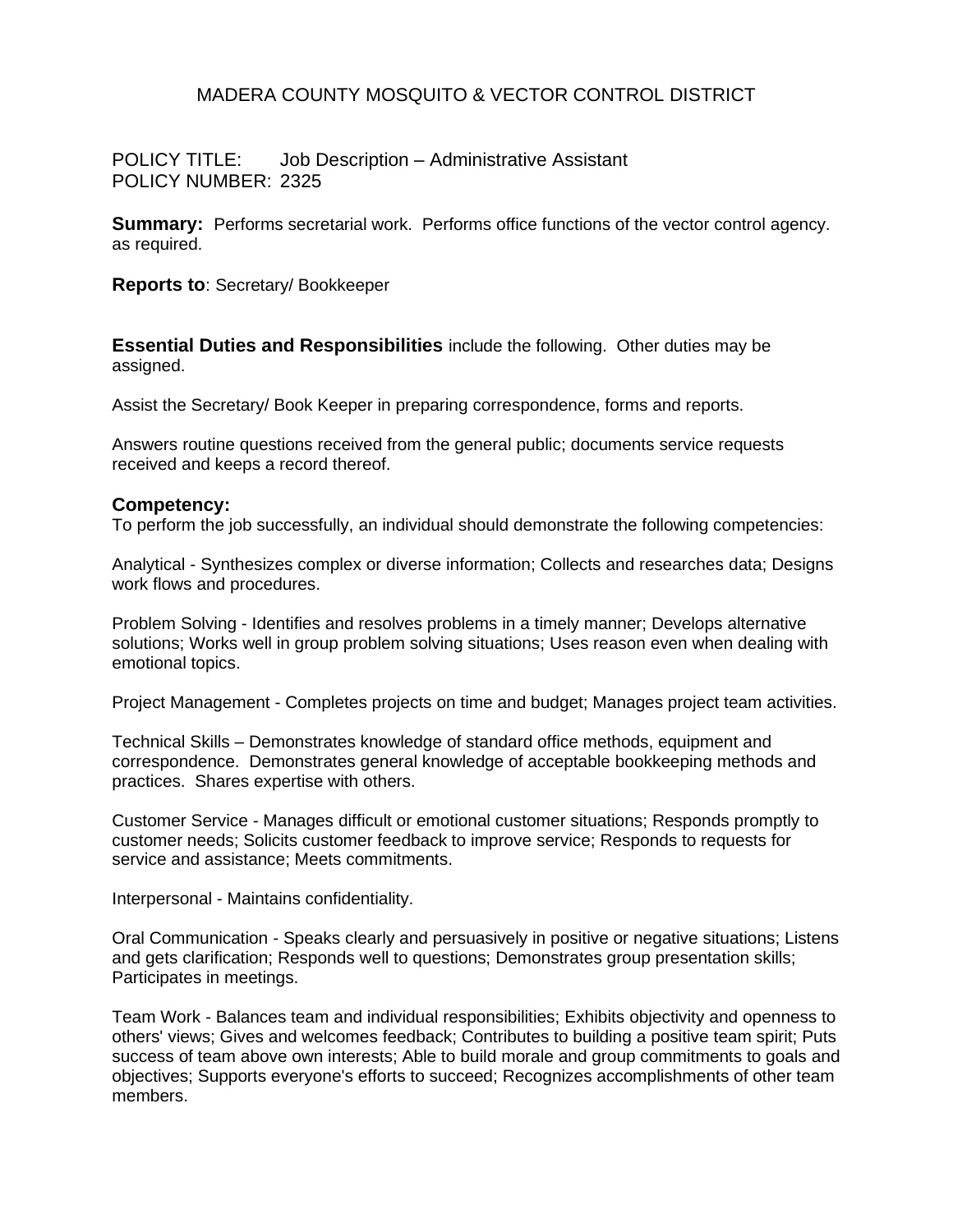MADERA COUNTY MOSQUITO & VECTOR CONTROL DISTRICT

POLICY TITLE: Job Description – Administrative Assistant
POLICY NUMBER: 2325

**Summary:** Performs secretarial work. Performs office functions of the vector control agency. as required.

**Reports to**: Secretary/ Bookkeeper

**Essential Duties and Responsibilities** include the following. Other duties may be assigned.

Assist the Secretary/ Book Keeper in preparing correspondence, forms and reports.

Answers routine questions received from the general public; documents service requests received and keeps a record thereof.

### Competency:

To perform the job successfully, an individual should demonstrate the following competencies:

Analytical - Synthesizes complex or diverse information; Collects and researches data; Designs work flows and procedures.

Problem Solving - Identifies and resolves problems in a timely manner; Develops alternative solutions; Works well in group problem solving situations; Uses reason even when dealing with emotional topics.

Project Management - Completes projects on time and budget; Manages project team activities.

Technical Skills – Demonstrates knowledge of standard office methods, equipment and correspondence. Demonstrates general knowledge of acceptable bookkeeping methods and practices. Shares expertise with others.

Customer Service - Manages difficult or emotional customer situations; Responds promptly to customer needs; Solicits customer feedback to improve service; Responds to requests for service and assistance; Meets commitments.

Interpersonal - Maintains confidentiality.

Oral Communication - Speaks clearly and persuasively in positive or negative situations; Listens and gets clarification; Responds well to questions; Demonstrates group presentation skills; Participates in meetings.

Team Work - Balances team and individual responsibilities; Exhibits objectivity and openness to others' views; Gives and welcomes feedback; Contributes to building a positive team spirit; Puts success of team above own interests; Able to build morale and group commitments to goals and objectives; Supports everyone's efforts to succeed; Recognizes accomplishments of other team members.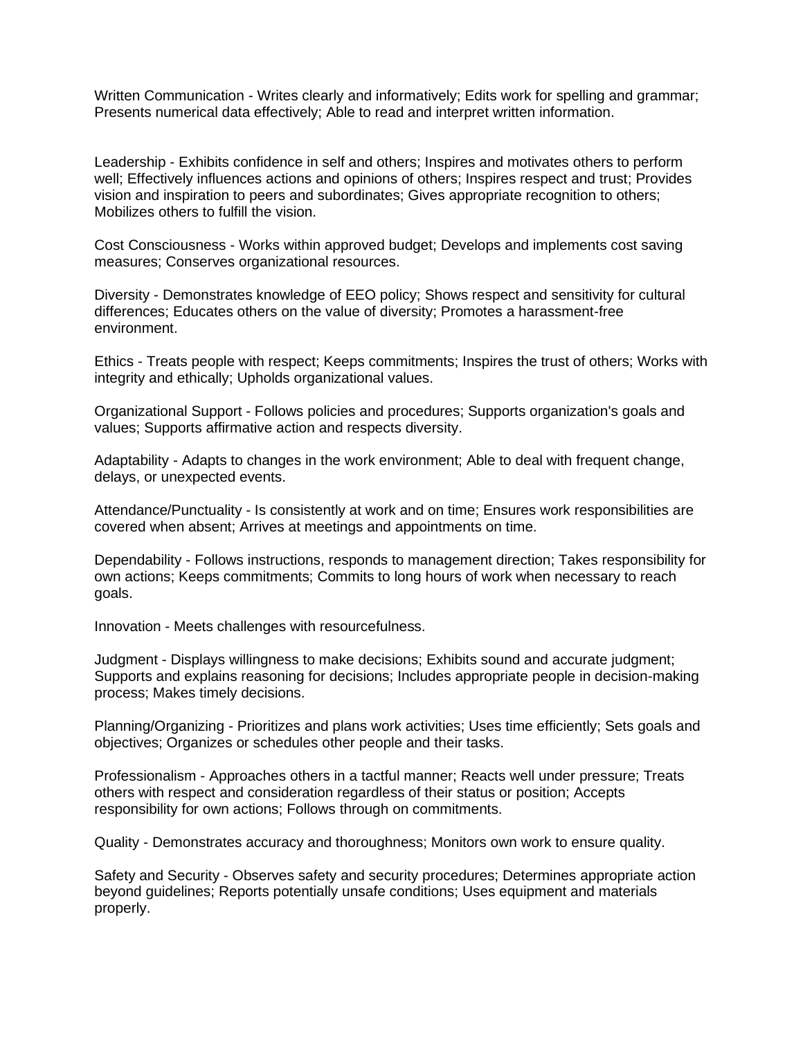Written Communication - Writes clearly and informatively; Edits work for spelling and grammar; Presents numerical data effectively; Able to read and interpret written information.

Leadership - Exhibits confidence in self and others; Inspires and motivates others to perform well; Effectively influences actions and opinions of others; Inspires respect and trust; Provides vision and inspiration to peers and subordinates; Gives appropriate recognition to others; Mobilizes others to fulfill the vision.

Cost Consciousness - Works within approved budget; Develops and implements cost saving measures; Conserves organizational resources.

Diversity - Demonstrates knowledge of EEO policy; Shows respect and sensitivity for cultural differences; Educates others on the value of diversity; Promotes a harassment-free environment.

Ethics - Treats people with respect; Keeps commitments; Inspires the trust of others; Works with integrity and ethically; Upholds organizational values.

Organizational Support - Follows policies and procedures; Supports organization's goals and values; Supports affirmative action and respects diversity.

Adaptability - Adapts to changes in the work environment; Able to deal with frequent change, delays, or unexpected events.

Attendance/Punctuality - Is consistently at work and on time; Ensures work responsibilities are covered when absent; Arrives at meetings and appointments on time.

Dependability - Follows instructions, responds to management direction; Takes responsibility for own actions; Keeps commitments; Commits to long hours of work when necessary to reach goals.

Innovation - Meets challenges with resourcefulness.

Judgment - Displays willingness to make decisions; Exhibits sound and accurate judgment; Supports and explains reasoning for decisions; Includes appropriate people in decision-making process; Makes timely decisions.

Planning/Organizing - Prioritizes and plans work activities; Uses time efficiently; Sets goals and objectives; Organizes or schedules other people and their tasks.

Professionalism - Approaches others in a tactful manner; Reacts well under pressure; Treats others with respect and consideration regardless of their status or position; Accepts responsibility for own actions; Follows through on commitments.

Quality - Demonstrates accuracy and thoroughness; Monitors own work to ensure quality.

Safety and Security - Observes safety and security procedures; Determines appropriate action beyond guidelines; Reports potentially unsafe conditions; Uses equipment and materials properly.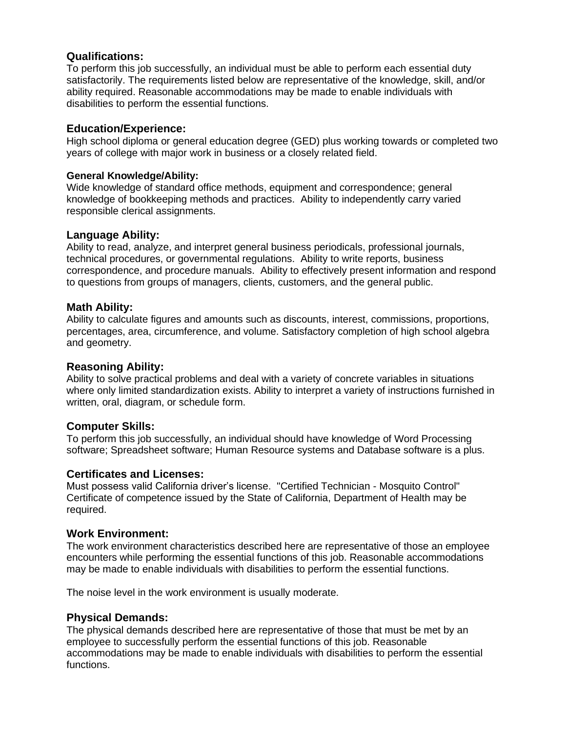## Qualifications:

To perform this job successfully, an individual must be able to perform each essential duty satisfactorily. The requirements listed below are representative of the knowledge, skill, and/or ability required. Reasonable accommodations may be made to enable individuals with disabilities to perform the essential functions.

## Education/Experience:

High school diploma or general education degree (GED) plus working towards or completed two years of college with major work in business or a closely related field.

### General Knowledge/Ability:

Wide knowledge of standard office methods, equipment and correspondence; general knowledge of bookkeeping methods and practices. Ability to independently carry varied responsible clerical assignments.

## Language Ability:

Ability to read, analyze, and interpret general business periodicals, professional journals, technical procedures, or governmental regulations. Ability to write reports, business correspondence, and procedure manuals. Ability to effectively present information and respond to questions from groups of managers, clients, customers, and the general public.

## Math Ability:

Ability to calculate figures and amounts such as discounts, interest, commissions, proportions, percentages, area, circumference, and volume. Satisfactory completion of high school algebra and geometry.

## Reasoning Ability:

Ability to solve practical problems and deal with a variety of concrete variables in situations where only limited standardization exists. Ability to interpret a variety of instructions furnished in written, oral, diagram, or schedule form.

## Computer Skills:

To perform this job successfully, an individual should have knowledge of Word Processing software; Spreadsheet software; Human Resource systems and Database software is a plus.

## Certificates and Licenses:

Must possess valid California driver's license. "Certified Technician - Mosquito Control" Certificate of competence issued by the State of California, Department of Health may be required.

## Work Environment:

The work environment characteristics described here are representative of those an employee encounters while performing the essential functions of this job. Reasonable accommodations may be made to enable individuals with disabilities to perform the essential functions.

The noise level in the work environment is usually moderate.

## Physical Demands:

The physical demands described here are representative of those that must be met by an employee to successfully perform the essential functions of this job. Reasonable accommodations may be made to enable individuals with disabilities to perform the essential functions.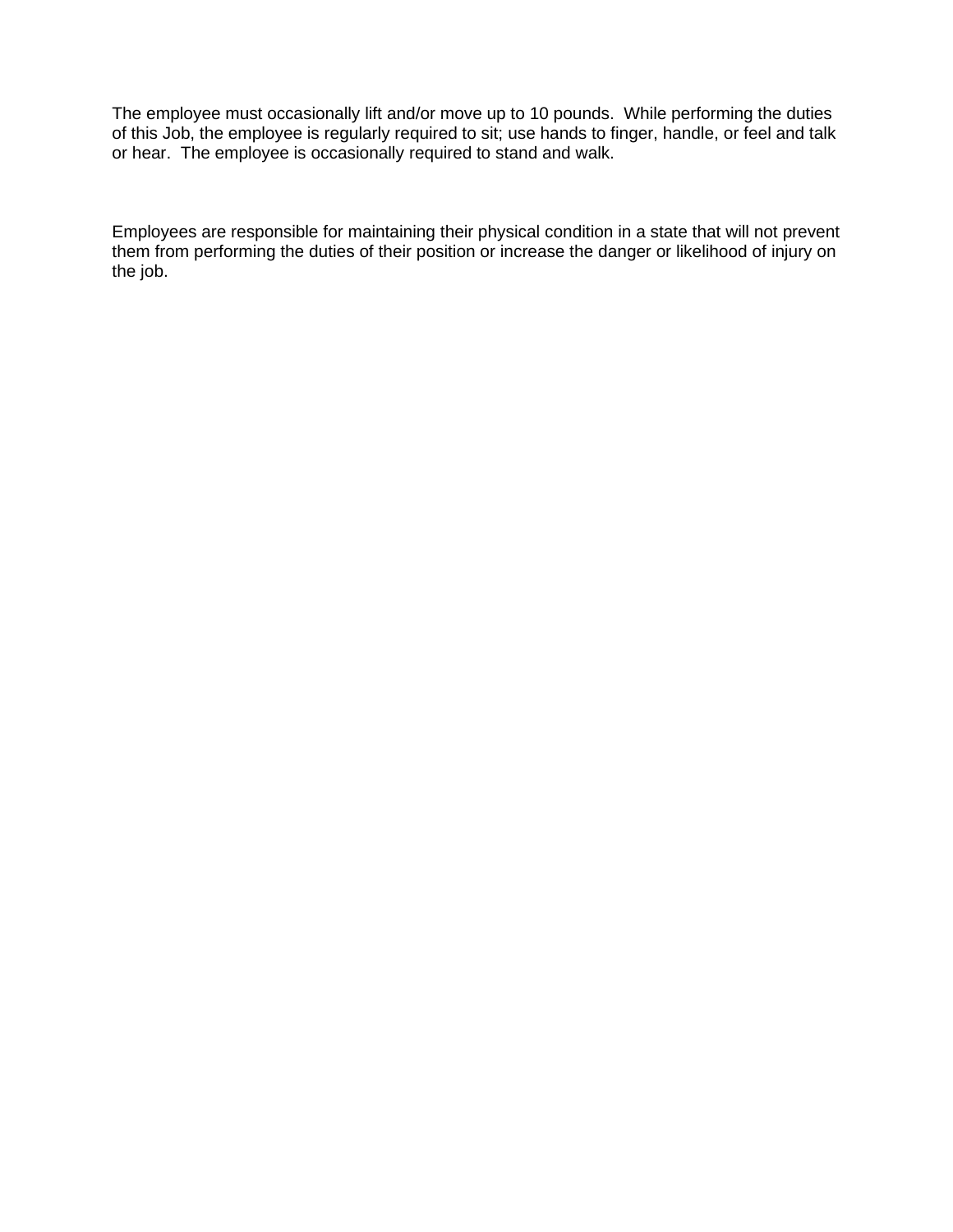The employee must occasionally lift and/or move up to 10 pounds. While performing the duties of this Job, the employee is regularly required to sit; use hands to finger, handle, or feel and talk or hear. The employee is occasionally required to stand and walk.

Employees are responsible for maintaining their physical condition in a state that will not prevent them from performing the duties of their position or increase the danger or likelihood of injury on the job.